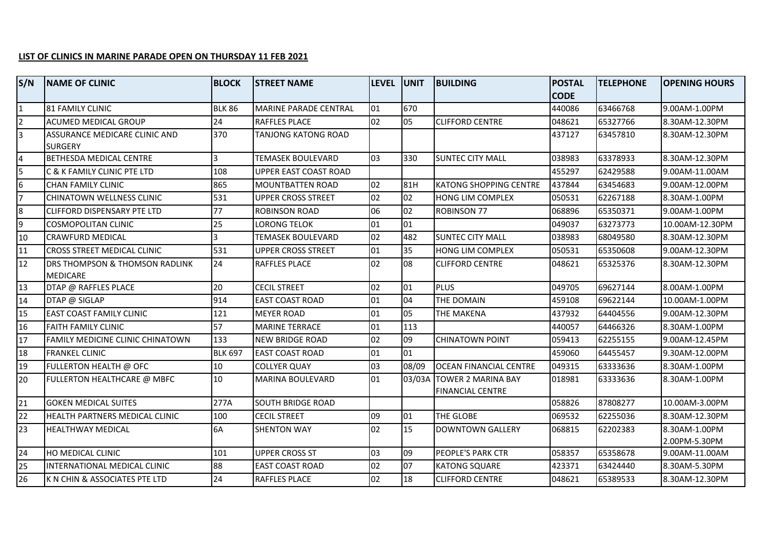**LIST OF CLINICS IN MARINE PARADE OPEN ON THURSDAY 11 FEB 2021**

| S/N | NAME OF CLINIC | BLOCK | STREET NAME | LEVEL | UNIT | BUILDING | POSTAL CODE | TELEPHONE | OPENING HOURS |
|---|---|---|---|---|---|---|---|---|---|
| 1 | 81 FAMILY CLINIC | BLK 86 | MARINE PARADE CENTRAL | 01 | 670 | | 440086 | 63466768 | 9.00AM-1.00PM |
| 2 | ACUMED MEDICAL GROUP | 24 | RAFFLES PLACE | 02 | 05 | CLIFFORD CENTRE | 048621 | 65327766 | 8.30AM-12.30PM |
| 3 | ASSURANCE MEDICARE CLINIC AND SURGERY | 370 | TANJONG KATONG ROAD | | | | 437127 | 63457810 | 8.30AM-12.30PM |
| 4 | BETHESDA MEDICAL CENTRE | 3 | TEMASEK BOULEVARD | 03 | 330 | SUNTEC CITY MALL | 038983 | 63378933 | 8.30AM-12.30PM |
| 5 | C & K FAMILY CLINIC PTE LTD | 108 | UPPER EAST COAST ROAD | | | | 455297 | 62429588 | 9.00AM-11.00AM |
| 6 | CHAN FAMILY CLINIC | 865 | MOUNTBATTEN ROAD | 02 | 81H | KATONG SHOPPING CENTRE | 437844 | 63454683 | 9.00AM-12.00PM |
| 7 | CHINATOWN WELLNESS CLINIC | 531 | UPPER CROSS STREET | 02 | 02 | HONG LIM COMPLEX | 050531 | 62267188 | 8.30AM-1.00PM |
| 8 | CLIFFORD DISPENSARY PTE LTD | 77 | ROBINSON ROAD | 06 | 02 | ROBINSON 77 | 068896 | 65350371 | 9.00AM-1.00PM |
| 9 | COSMOPOLITAN CLINIC | 25 | LORONG TELOK | 01 | 01 | | 049037 | 63273773 | 10.00AM-12.30PM |
| 10 | CRAWFURD MEDICAL | 3 | TEMASEK BOULEVARD | 02 | 482 | SUNTEC CITY MALL | 038983 | 68049580 | 8.30AM-12.30PM |
| 11 | CROSS STREET MEDICAL CLINIC | 531 | UPPER CROSS STREET | 01 | 35 | HONG LIM COMPLEX | 050531 | 65350608 | 9.00AM-12.30PM |
| 12 | DRS THOMPSON & THOMSON RADLINK MEDICARE | 24 | RAFFLES PLACE | 02 | 08 | CLIFFORD CENTRE | 048621 | 65325376 | 8.30AM-12.30PM |
| 13 | DTAP @ RAFFLES PLACE | 20 | CECIL STREET | 02 | 01 | PLUS | 049705 | 69627144 | 8.00AM-1.00PM |
| 14 | DTAP @ SIGLAP | 914 | EAST COAST ROAD | 01 | 04 | THE DOMAIN | 459108 | 69622144 | 10.00AM-1.00PM |
| 15 | EAST COAST FAMILY CLINIC | 121 | MEYER ROAD | 01 | 05 | THE MAKENA | 437932 | 64404556 | 9.00AM-12.30PM |
| 16 | FAITH FAMILY CLINIC | 57 | MARINE TERRACE | 01 | 113 | | 440057 | 64466326 | 8.30AM-1.00PM |
| 17 | FAMILY MEDICINE CLINIC CHINATOWN | 133 | NEW BRIDGE ROAD | 02 | 09 | CHINATOWN POINT | 059413 | 62255155 | 9.00AM-12.45PM |
| 18 | FRANKEL CLINIC | BLK 697 | EAST COAST ROAD | 01 | 01 | | 459060 | 64455457 | 9.30AM-12.00PM |
| 19 | FULLERTON HEALTH @ OFC | 10 | COLLYER QUAY | 03 | 08/09 | OCEAN FINANCIAL CENTRE | 049315 | 63333636 | 8.30AM-1.00PM |
| 20 | FULLERTON HEALTHCARE @ MBFC | 10 | MARINA BOULEVARD | 01 | 03/03A | TOWER 2 MARINA BAY FINANCIAL CENTRE | 018981 | 63333636 | 8.30AM-1.00PM |
| 21 | GOKEN MEDICAL SUITES | 277A | SOUTH BRIDGE ROAD | | | | 058826 | 87808277 | 10.00AM-3.00PM |
| 22 | HEALTH PARTNERS MEDICAL CLINIC | 100 | CECIL STREET | 09 | 01 | THE GLOBE | 069532 | 62255036 | 8.30AM-12.30PM |
| 23 | HEALTHWAY MEDICAL | 6A | SHENTON WAY | 02 | 15 | DOWNTOWN GALLERY | 068815 | 62202383 | 8.30AM-1.00PM 2.00PM-5.30PM |
| 24 | HO MEDICAL CLINIC | 101 | UPPER CROSS ST | 03 | 09 | PEOPLE'S PARK CTR | 058357 | 65358678 | 9.00AM-11.00AM |
| 25 | INTERNATIONAL MEDICAL CLINIC | 88 | EAST COAST ROAD | 02 | 07 | KATONG SQUARE | 423371 | 63424440 | 8.30AM-5.30PM |
| 26 | K N CHIN & ASSOCIATES PTE LTD | 24 | RAFFLES PLACE | 02 | 18 | CLIFFORD CENTRE | 048621 | 65389533 | 8.30AM-12.30PM |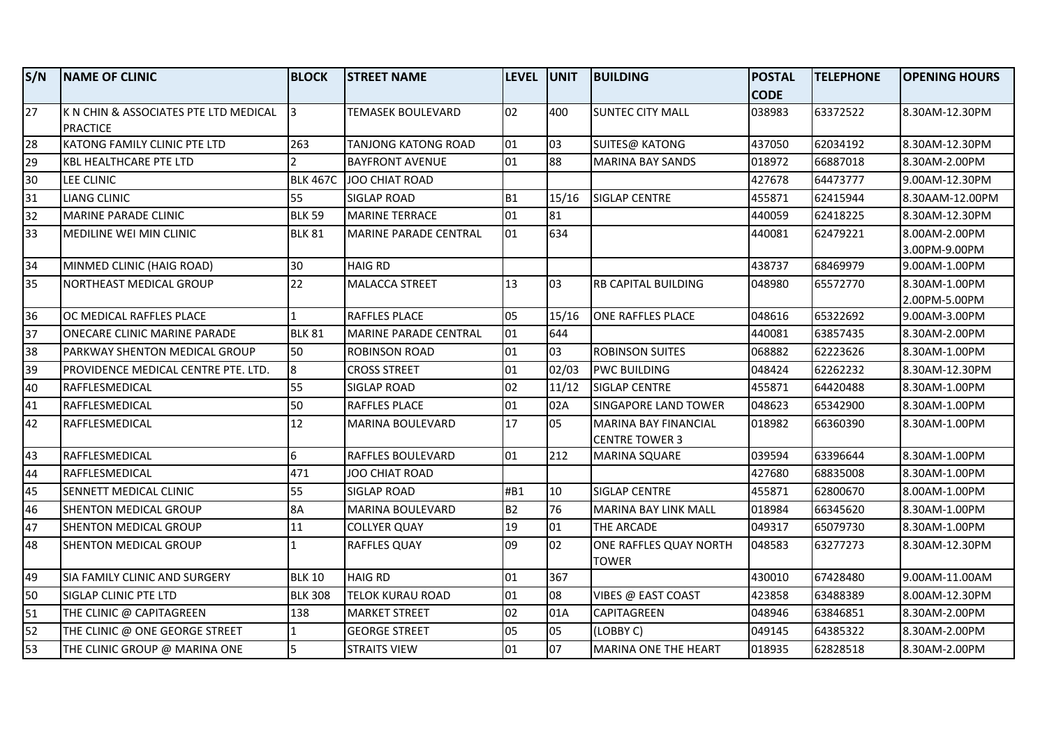| S/N | NAME OF CLINIC | BLOCK | STREET NAME | LEVEL | UNIT | BUILDING | POSTAL CODE | TELEPHONE | OPENING HOURS |
|---|---|---|---|---|---|---|---|---|---|
| 27 | K N CHIN & ASSOCIATES PTE LTD MEDICAL PRACTICE | 3 | TEMASEK BOULEVARD | 02 | 400 | SUNTEC CITY MALL | 038983 | 63372522 | 8.30AM-12.30PM |
| 28 | KATONG FAMILY CLINIC PTE LTD | 263 | TANJONG KATONG ROAD | 01 | 03 | SUITES@ KATONG | 437050 | 62034192 | 8.30AM-12.30PM |
| 29 | KBL HEALTHCARE PTE LTD | 2 | BAYFRONT AVENUE | 01 | 88 | MARINA BAY SANDS | 018972 | 66887018 | 8.30AM-2.00PM |
| 30 | LEE CLINIC | BLK 467C | JOO CHIAT ROAD | | | | 427678 | 64473777 | 9.00AM-12.30PM |
| 31 | LIANG CLINIC | 55 | SIGLAP ROAD | B1 | 15/16 | SIGLAP CENTRE | 455871 | 62415944 | 8.30AAM-12.00PM |
| 32 | MARINE PARADE CLINIC | BLK 59 | MARINE TERRACE | 01 | 81 | | 440059 | 62418225 | 8.30AM-12.30PM |
| 33 | MEDILINE WEI MIN CLINIC | BLK 81 | MARINE PARADE CENTRAL | 01 | 634 | | 440081 | 62479221 | 8.00AM-2.00PM 3.00PM-9.00PM |
| 34 | MINMED CLINIC (HAIG ROAD) | 30 | HAIG RD | | | | 438737 | 68469979 | 9.00AM-1.00PM |
| 35 | NORTHEAST MEDICAL GROUP | 22 | MALACCA STREET | 13 | 03 | RB CAPITAL BUILDING | 048980 | 65572770 | 8.30AM-1.00PM 2.00PM-5.00PM |
| 36 | OC MEDICAL RAFFLES PLACE | 1 | RAFFLES PLACE | 05 | 15/16 | ONE RAFFLES PLACE | 048616 | 65322692 | 9.00AM-3.00PM |
| 37 | ONECARE CLINIC MARINE PARADE | BLK 81 | MARINE PARADE CENTRAL | 01 | 644 | | 440081 | 63857435 | 8.30AM-2.00PM |
| 38 | PARKWAY SHENTON MEDICAL GROUP | 50 | ROBINSON ROAD | 01 | 03 | ROBINSON SUITES | 068882 | 62223626 | 8.30AM-1.00PM |
| 39 | PROVIDENCE MEDICAL CENTRE PTE. LTD. | 8 | CROSS STREET | 01 | 02/03 | PWC BUILDING | 048424 | 62262232 | 8.30AM-12.30PM |
| 40 | RAFFLESMEDICAL | 55 | SIGLAP ROAD | 02 | 11/12 | SIGLAP CENTRE | 455871 | 64420488 | 8.30AM-1.00PM |
| 41 | RAFFLESMEDICAL | 50 | RAFFLES PLACE | 01 | 02A | SINGAPORE LAND TOWER | 048623 | 65342900 | 8.30AM-1.00PM |
| 42 | RAFFLESMEDICAL | 12 | MARINA BOULEVARD | 17 | 05 | MARINA BAY FINANCIAL CENTRE TOWER 3 | 018982 | 66360390 | 8.30AM-1.00PM |
| 43 | RAFFLESMEDICAL | 6 | RAFFLES BOULEVARD | 01 | 212 | MARINA SQUARE | 039594 | 63396644 | 8.30AM-1.00PM |
| 44 | RAFFLESMEDICAL | 471 | JOO CHIAT ROAD | | | | 427680 | 68835008 | 8.30AM-1.00PM |
| 45 | SENNETT MEDICAL CLINIC | 55 | SIGLAP ROAD | #B1 | 10 | SIGLAP CENTRE | 455871 | 62800670 | 8.00AM-1.00PM |
| 46 | SHENTON MEDICAL GROUP | 8A | MARINA BOULEVARD | B2 | 76 | MARINA BAY LINK MALL | 018984 | 66345620 | 8.30AM-1.00PM |
| 47 | SHENTON MEDICAL GROUP | 11 | COLLYER QUAY | 19 | 01 | THE ARCADE | 049317 | 65079730 | 8.30AM-1.00PM |
| 48 | SHENTON MEDICAL GROUP | 1 | RAFFLES QUAY | 09 | 02 | ONE RAFFLES QUAY NORTH TOWER | 048583 | 63277273 | 8.30AM-12.30PM |
| 49 | SIA FAMILY CLINIC AND SURGERY | BLK 10 | HAIG RD | 01 | 367 | | 430010 | 67428480 | 9.00AM-11.00AM |
| 50 | SIGLAP CLINIC PTE LTD | BLK 308 | TELOK KURAU ROAD | 01 | 08 | VIBES @ EAST COAST | 423858 | 63488389 | 8.00AM-12.30PM |
| 51 | THE CLINIC @ CAPITAGREEN | 138 | MARKET STREET | 02 | 01A | CAPITAGREEN | 048946 | 63846851 | 8.30AM-2.00PM |
| 52 | THE CLINIC @ ONE GEORGE STREET | 1 | GEORGE STREET | 05 | 05 | (LOBBY C) | 049145 | 64385322 | 8.30AM-2.00PM |
| 53 | THE CLINIC GROUP @ MARINA ONE | 5 | STRAITS VIEW | 01 | 07 | MARINA ONE THE HEART | 018935 | 62828518 | 8.30AM-2.00PM |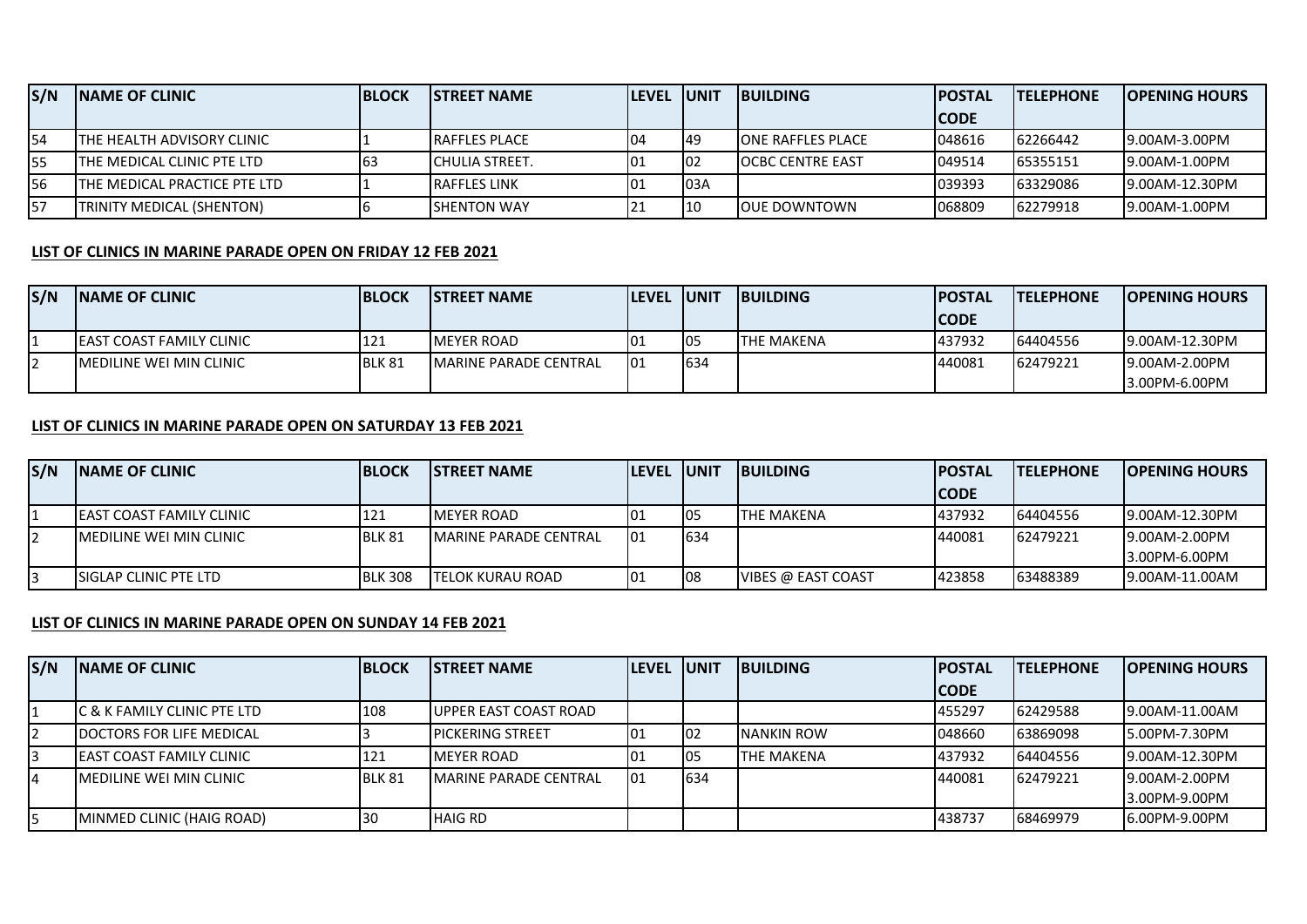| S/N | NAME OF CLINIC | BLOCK | STREET NAME | LEVEL | UNIT | BUILDING | POSTAL CODE | TELEPHONE | OPENING HOURS |
|---|---|---|---|---|---|---|---|---|---|
| 54 | THE HEALTH ADVISORY CLINIC | 1 | RAFFLES PLACE | 04 | 49 | ONE RAFFLES PLACE | 048616 | 62266442 | 9.00AM-3.00PM |
| 55 | THE MEDICAL CLINIC PTE LTD | 63 | CHULIA STREET. | 01 | 02 | OCBC CENTRE EAST | 049514 | 65355151 | 9.00AM-1.00PM |
| 56 | THE MEDICAL PRACTICE PTE LTD | 1 | RAFFLES LINK | 01 | 03A | | 039393 | 63329086 | 9.00AM-12.30PM |
| 57 | TRINITY MEDICAL (SHENTON) | 6 | SHENTON WAY | 21 | 10 | OUE DOWNTOWN | 068809 | 62279918 | 9.00AM-1.00PM |

**LIST OF CLINICS IN MARINE PARADE OPEN ON FRIDAY 12 FEB 2021**

| S/N | NAME OF CLINIC | BLOCK | STREET NAME | LEVEL | UNIT | BUILDING | POSTAL CODE | TELEPHONE | OPENING HOURS |
|---|---|---|---|---|---|---|---|---|---|
| 1 | EAST COAST FAMILY CLINIC | 121 | MEYER ROAD | 01 | 05 | THE MAKENA | 437932 | 64404556 | 9.00AM-12.30PM |
| 2 | MEDILINE WEI MIN CLINIC | BLK 81 | MARINE PARADE CENTRAL | 01 | 634 | | 440081 | 62479221 | 9.00AM-2.00PM 3.00PM-6.00PM |

**LIST OF CLINICS IN MARINE PARADE OPEN ON SATURDAY 13 FEB 2021**

| S/N | NAME OF CLINIC | BLOCK | STREET NAME | LEVEL | UNIT | BUILDING | POSTAL CODE | TELEPHONE | OPENING HOURS |
|---|---|---|---|---|---|---|---|---|---|
| 1 | EAST COAST FAMILY CLINIC | 121 | MEYER ROAD | 01 | 05 | THE MAKENA | 437932 | 64404556 | 9.00AM-12.30PM |
| 2 | MEDILINE WEI MIN CLINIC | BLK 81 | MARINE PARADE CENTRAL | 01 | 634 | | 440081 | 62479221 | 9.00AM-2.00PM 3.00PM-6.00PM |
| 3 | SIGLAP CLINIC PTE LTD | BLK 308 | TELOK KURAU ROAD | 01 | 08 | VIBES @ EAST COAST | 423858 | 63488389 | 9.00AM-11.00AM |

**LIST OF CLINICS IN MARINE PARADE OPEN ON SUNDAY 14 FEB 2021**

| S/N | NAME OF CLINIC | BLOCK | STREET NAME | LEVEL | UNIT | BUILDING | POSTAL CODE | TELEPHONE | OPENING HOURS |
|---|---|---|---|---|---|---|---|---|---|
| 1 | C & K FAMILY CLINIC PTE LTD | 108 | UPPER EAST COAST ROAD | | | | 455297 | 62429588 | 9.00AM-11.00AM |
| 2 | DOCTORS FOR LIFE MEDICAL | 3 | PICKERING STREET | 01 | 02 | NANKIN ROW | 048660 | 63869098 | 5.00PM-7.30PM |
| 3 | EAST COAST FAMILY CLINIC | 121 | MEYER ROAD | 01 | 05 | THE MAKENA | 437932 | 64404556 | 9.00AM-12.30PM |
| 4 | MEDILINE WEI MIN CLINIC | BLK 81 | MARINE PARADE CENTRAL | 01 | 634 | | 440081 | 62479221 | 9.00AM-2.00PM 3.00PM-9.00PM |
| 5 | MINMED CLINIC (HAIG ROAD) | 30 | HAIG RD | | | | 438737 | 68469979 | 6.00PM-9.00PM |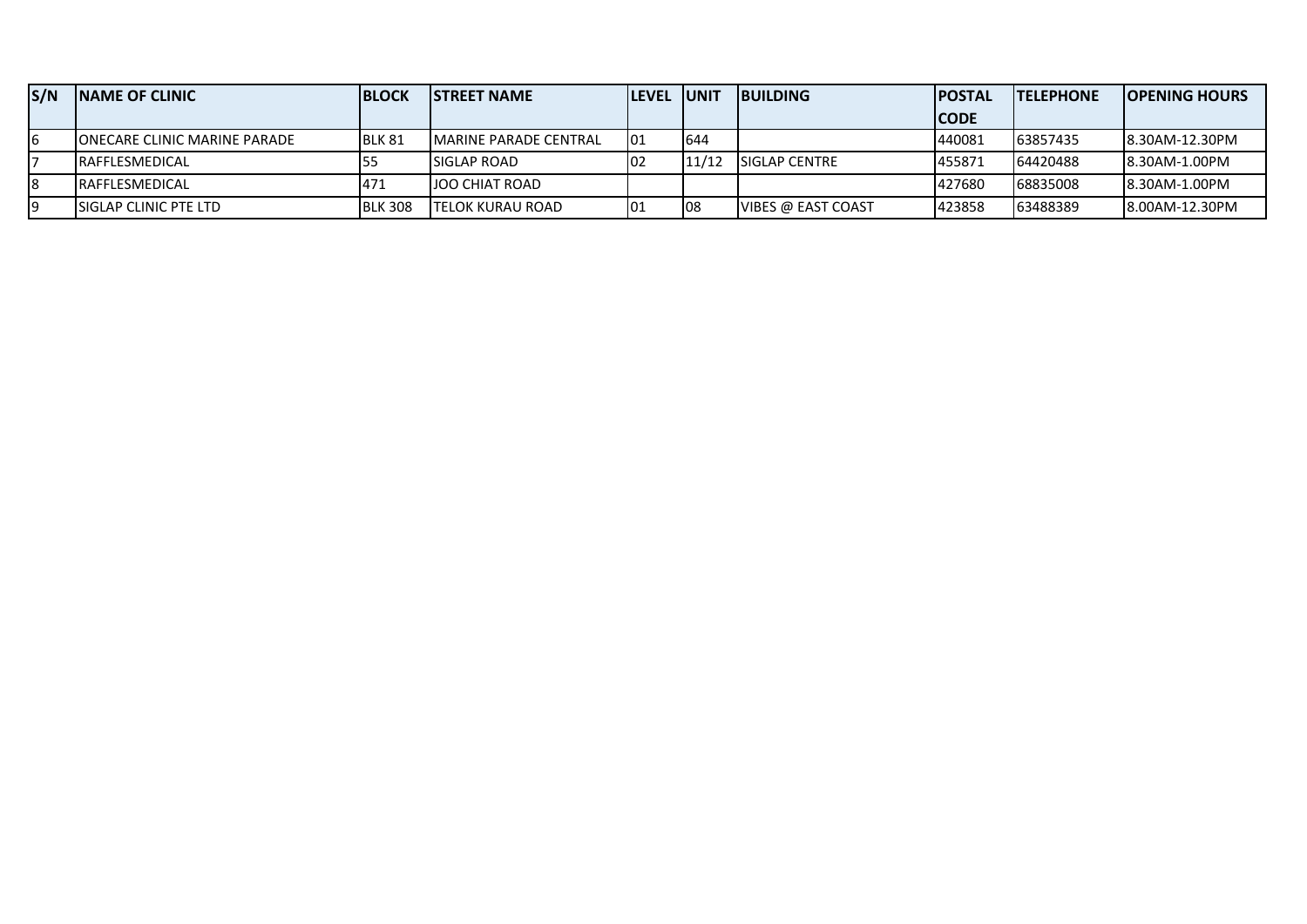| S/N | NAME OF CLINIC | BLOCK | STREET NAME | LEVEL | UNIT | BUILDING | POSTAL CODE | TELEPHONE | OPENING HOURS |
|---|---|---|---|---|---|---|---|---|---|
| 6 | ONECARE CLINIC MARINE PARADE | BLK 81 | MARINE PARADE CENTRAL | 01 | 644 | | 440081 | 63857435 | 8.30AM-12.30PM |
| 7 | RAFFLESMEDICAL | 55 | SIGLAP ROAD | 02 | 11/12 | SIGLAP CENTRE | 455871 | 64420488 | 8.30AM-1.00PM |
| 8 | RAFFLESMEDICAL | 471 | JOO CHIAT ROAD | | | | 427680 | 68835008 | 8.30AM-1.00PM |
| 9 | SIGLAP CLINIC PTE LTD | BLK 308 | TELOK KURAU ROAD | 01 | 08 | VIBES @ EAST COAST | 423858 | 63488389 | 8.00AM-12.30PM |